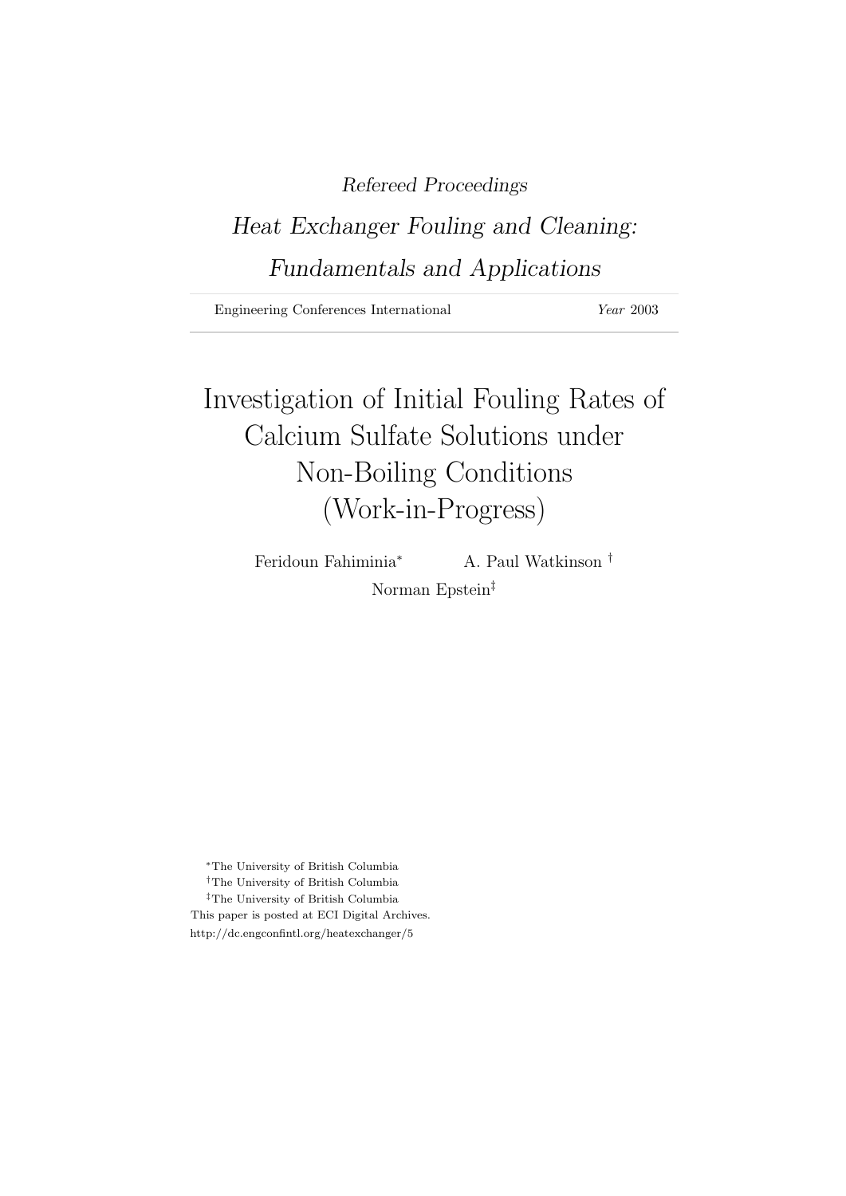*Refereed Proceedings*

*Heat Exchanger Fouling and Cleaning: Fundamentals and Applications*

Engineering Conferences International — *Year* 2003

# Investigation of Initial Fouling Rates of Calcium Sulfate Solutions under Non-Boiling Conditions (Work-in-Progress)

Feridoun Fahiminia[*] A. Paul Watkinson[†]

Norman Epstein[‡]

[*]The University of British Columbia

[†]The University of British Columbia

[‡]The University of British Columbia

This paper is posted at ECI Digital Archives.

http://dc.engconfintl.org/heatexchanger/5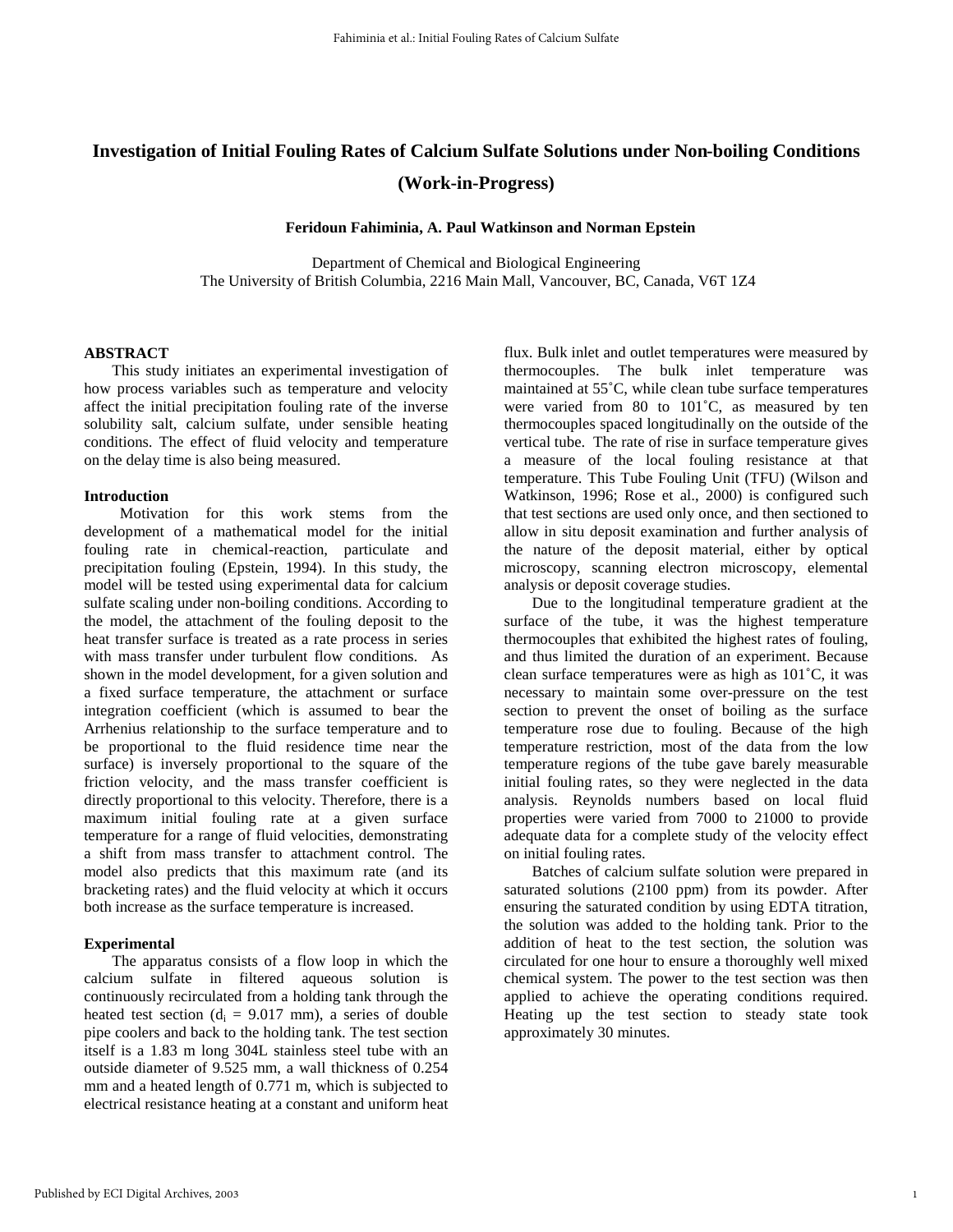# Investigation of Initial Fouling Rates of Calcium Sulfate Solutions under Non-boiling Conditions (Work-in-Progress)

**Feridoun Fahiminia, A. Paul Watkinson and Norman Epstein**

Department of Chemical and Biological Engineering
The University of British Columbia, 2216 Main Mall, Vancouver, BC, Canada, V6T 1Z4

## ABSTRACT

This study initiates an experimental investigation of how process variables such as temperature and velocity affect the initial precipitation fouling rate of the inverse solubility salt, calcium sulfate, under sensible heating conditions. The effect of fluid velocity and temperature on the delay time is also being measured.

## Introduction

Motivation for this work stems from the development of a mathematical model for the initial fouling rate in chemical-reaction, particulate and precipitation fouling (Epstein, 1994). In this study, the model will be tested using experimental data for calcium sulfate scaling under non-boiling conditions. According to the model, the attachment of the fouling deposit to the heat transfer surface is treated as a rate process in series with mass transfer under turbulent flow conditions. As shown in the model development, for a given solution and a fixed surface temperature, the attachment or surface integration coefficient (which is assumed to bear the Arrhenius relationship to the surface temperature and to be proportional to the fluid residence time near the surface) is inversely proportional to the square of the friction velocity, and the mass transfer coefficient is directly proportional to this velocity. Therefore, there is a maximum initial fouling rate at a given surface temperature for a range of fluid velocities, demonstrating a shift from mass transfer to attachment control. The model also predicts that this maximum rate (and its bracketing rates) and the fluid velocity at which it occurs both increase as the surface temperature is increased.

## Experimental

The apparatus consists of a flow loop in which the calcium sulfate in filtered aqueous solution is continuously recirculated from a holding tank through the heated test section ($d_i$ = 9.017 mm), a series of double pipe coolers and back to the holding tank. The test section itself is a 1.83 m long 304L stainless steel tube with an outside diameter of 9.525 mm, a wall thickness of 0.254 mm and a heated length of 0.771 m, which is subjected to electrical resistance heating at a constant and uniform heat flux. Bulk inlet and outlet temperatures were measured by thermocouples. The bulk inlet temperature was maintained at 55˚C, while clean tube surface temperatures were varied from 80 to 101˚C, as measured by ten thermocouples spaced longitudinally on the outside of the vertical tube. The rate of rise in surface temperature gives a measure of the local fouling resistance at that temperature. This Tube Fouling Unit (TFU) (Wilson and Watkinson, 1996; Rose et al., 2000) is configured such that test sections are used only once, and then sectioned to allow in situ deposit examination and further analysis of the nature of the deposit material, either by optical microscopy, scanning electron microscopy, elemental analysis or deposit coverage studies.

Due to the longitudinal temperature gradient at the surface of the tube, it was the highest temperature thermocouples that exhibited the highest rates of fouling, and thus limited the duration of an experiment. Because clean surface temperatures were as high as 101˚C, it was necessary to maintain some over-pressure on the test section to prevent the onset of boiling as the surface temperature rose due to fouling. Because of the high temperature restriction, most of the data from the low temperature regions of the tube gave barely measurable initial fouling rates, so they were neglected in the data analysis. Reynolds numbers based on local fluid properties were varied from 7000 to 21000 to provide adequate data for a complete study of the velocity effect on initial fouling rates.

Batches of calcium sulfate solution were prepared in saturated solutions (2100 ppm) from its powder. After ensuring the saturated condition by using EDTA titration, the solution was added to the holding tank. Prior to the addition of heat to the test section, the solution was circulated for one hour to ensure a thoroughly well mixed chemical system. The power to the test section was then applied to achieve the operating conditions required. Heating up the test section to steady state took approximately 30 minutes.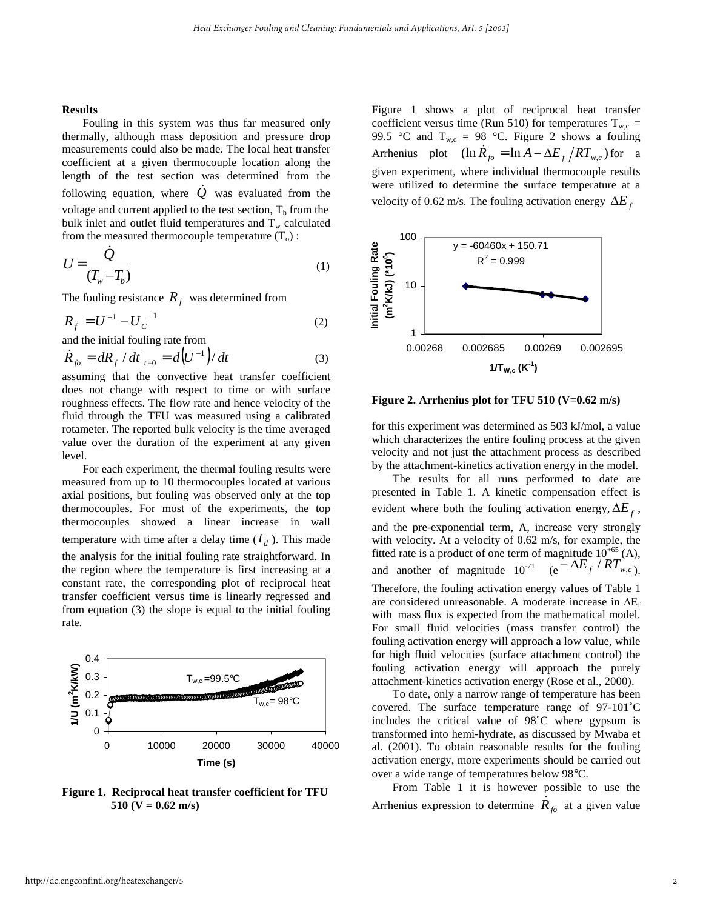**Results**

Fouling in this system was thus far measured only thermally, although mass deposition and pressure drop measurements could also be made. The local heat transfer coefficient at a given thermocouple location along the length of the test section was determined from the following equation, where $\dot{Q}$ was evaluated from the voltage and current applied to the test section, $T_b$ from the bulk inlet and outlet fluid temperatures and $T_w$ calculated from the measured thermocouple temperature ($T_o$) :

$$U = \frac{\dot{Q}}{(T_w - T_b)} \tag{1}$$

The fouling resistance $R_f$ was determined from

$$R_f = U^{-1} - U_C^{-1} \tag{2}$$

and the initial fouling rate from

$$\dot{R}_{fo} = dR_f / dt\big|_{t=0} = d\left(U^{-1}\right)/dt \tag{3}$$

assuming that the convective heat transfer coefficient does not change with respect to time or with surface roughness effects. The flow rate and hence velocity of the fluid through the TFU was measured using a calibrated rotameter. The reported bulk velocity is the time averaged value over the duration of the experiment at any given level.

For each experiment, the thermal fouling results were measured from up to 10 thermocouples located at various axial positions, but fouling was observed only at the top thermocouples. For most of the experiments, the top thermocouples showed a linear increase in wall temperature with time after a delay time ($t_d$). This made the analysis for the initial fouling rate straightforward. In the region where the temperature is first increasing at a constant rate, the corresponding plot of reciprocal heat transfer coefficient versus time is linearly regressed and from equation (3) the slope is equal to the initial fouling rate.

**Figure 1. Reciprocal heat transfer coefficient for TFU 510 (V = 0.62 m/s)**

Figure 1 shows a plot of reciprocal heat transfer coefficient versus time (Run 510) for temperatures $T_{w,c}$ = 99.5 °C and $T_{w,c}$ = 98 °C. Figure 2 shows a fouling Arrhenius plot $(\ln \dot{R}_{fo} = \ln A - \Delta E_f / RT_{w,c})$ for a given experiment, where individual thermocouple results were utilized to determine the surface temperature at a velocity of 0.62 m/s. The fouling activation energy $\Delta E_f$

**Figure 2. Arrhenius plot for TFU 510 (V=0.62 m/s)**

for this experiment was determined as 503 kJ/mol, a value which characterizes the entire fouling process at the given velocity and not just the attachment process as described by the attachment-kinetics activation energy in the model.

The results for all runs performed to date are presented in Table 1. A kinetic compensation effect is evident where both the fouling activation energy, $\Delta E_f$, and the pre-exponential term, A, increase very strongly with velocity. At a velocity of 0.62 m/s, for example, the fitted rate is a product of one term of magnitude $10^{+65}$ (A), and another of magnitude $10^{-71}$ ($e^{-\Delta E_f / RT_{w,c}}$). Therefore, the fouling activation energy values of Table 1 are considered unreasonable. A moderate increase in $\Delta E_f$ with mass flux is expected from the mathematical model. For small fluid velocities (mass transfer control) the fouling activation energy will approach a low value, while for high fluid velocities (surface attachment control) the fouling activation energy will approach the purely attachment-kinetics activation energy (Rose et al., 2000).

To date, only a narrow range of temperature has been covered. The surface temperature range of 97-101˚C includes the critical value of 98˚C where gypsum is transformed into hemi-hydrate, as discussed by Mwaba et al. (2001). To obtain reasonable results for the fouling activation energy, more experiments should be carried out over a wide range of temperatures below 98°C.

From Table 1 it is however possible to use the Arrhenius expression to determine $\dot{R}_{fo}$ at a given value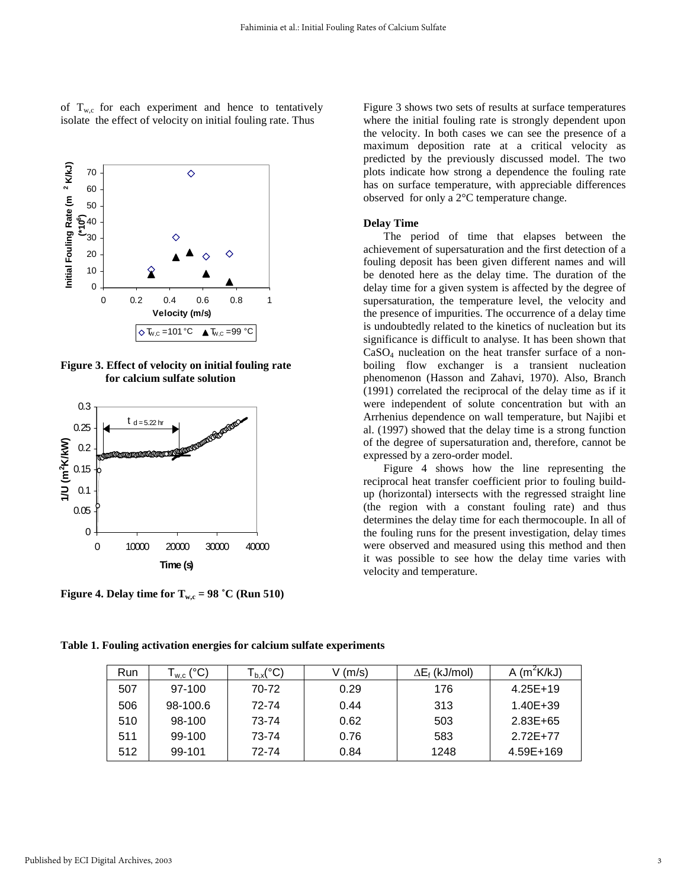of $T_{w,c}$ for each experiment and hence to tentatively isolate the effect of velocity on initial fouling rate. Thus

**Figure 3. Effect of velocity on initial fouling rate for calcium sulfate solution**

**Figure 4. Delay time for $T_{w,c}$ = 98 ˚C (Run 510)**

Figure 3 shows two sets of results at surface temperatures where the initial fouling rate is strongly dependent upon the velocity. In both cases we can see the presence of a maximum deposition rate at a critical velocity as predicted by the previously discussed model. The two plots indicate how strong a dependence the fouling rate has on surface temperature, with appreciable differences observed for only a 2°C temperature change.

### Delay Time

The period of time that elapses between the achievement of supersaturation and the first detection of a fouling deposit has been given different names and will be denoted here as the delay time. The duration of the delay time for a given system is affected by the degree of supersaturation, the temperature level, the velocity and the presence of impurities. The occurrence of a delay time is undoubtedly related to the kinetics of nucleation but its significance is difficult to analyse. It has been shown that $CaSO_4$ nucleation on the heat transfer surface of a non-boiling flow exchanger is a transient nucleation phenomenon (Hasson and Zahavi, 1970). Also, Branch (1991) correlated the reciprocal of the delay time as if it were independent of solute concentration but with an Arrhenius dependence on wall temperature, but Najibi et al. (1997) showed that the delay time is a strong function of the degree of supersaturation and, therefore, cannot be expressed by a zero-order model.

Figure 4 shows how the line representing the reciprocal heat transfer coefficient prior to fouling build-up (horizontal) intersects with the regressed straight line (the region with a constant fouling rate) and thus determines the delay time for each thermocouple. In all of the fouling runs for the present investigation, delay times were observed and measured using this method and then it was possible to see how the delay time varies with velocity and temperature.

**Table 1. Fouling activation energies for calcium sulfate experiments**

| Run | $T_{w,c}$ (°C) | $T_{b,x}$(°C) | V (m/s) | $\Delta E_f$ (kJ/mol) | A ($m^2K/kJ$) |
|---|---|---|---|---|---|
| 507 | 97-100 | 70-72 | 0.29 | 176 | 4.25E+19 |
| 506 | 98-100.6 | 72-74 | 0.44 | 313 | 1.40E+39 |
| 510 | 98-100 | 73-74 | 0.62 | 503 | 2.83E+65 |
| 511 | 99-100 | 73-74 | 0.76 | 583 | 2.72E+77 |
| 512 | 99-101 | 72-74 | 0.84 | 1248 | 4.59E+169 |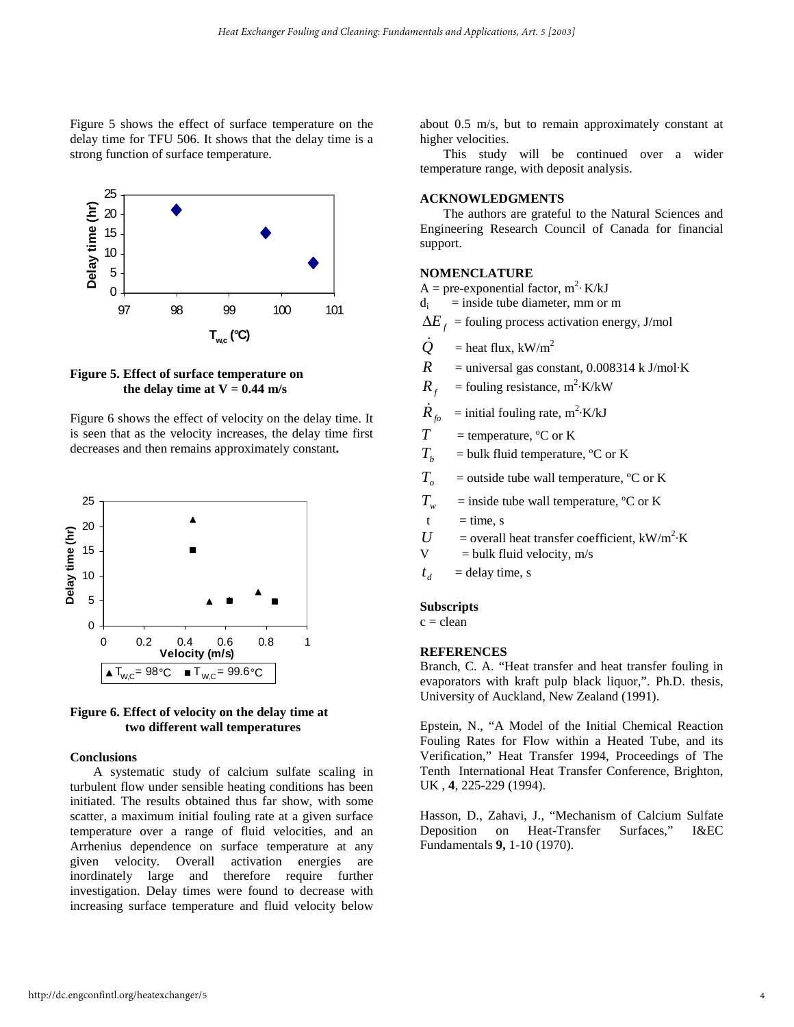Figure 5 shows the effect of surface temperature on the delay time for TFU 506. It shows that the delay time is a strong function of surface temperature.

**Figure 5. Effect of surface temperature on the delay time at V = 0.44 m/s**

Figure 6 shows the effect of velocity on the delay time. It is seen that as the velocity increases, the delay time first decreases and then remains approximately constant.

**Figure 6. Effect of velocity on the delay time at two different wall temperatures**

**Conclusions**

A systematic study of calcium sulfate scaling in turbulent flow under sensible heating conditions has been initiated. The results obtained thus far show, with some scatter, a maximum initial fouling rate at a given surface temperature over a range of fluid velocities, and an Arrhenius dependence on surface temperature at any given velocity. Overall activation energies are inordinately large and therefore require further investigation. Delay times were found to decrease with increasing surface temperature and fluid velocity below about 0.5 m/s, but to remain approximately constant at higher velocities.

This study will be continued over a wider temperature range, with deposit analysis.

## ACKNOWLEDGMENTS

The authors are grateful to the Natural Sciences and Engineering Research Council of Canada for financial support.

## NOMENCLATURE

$A$ = pre-exponential factor, $m^2 \cdot K/kJ$
$d_i$ = inside tube diameter, mm or m
$\Delta E_f$ = fouling process activation energy, J/mol
$\dot{Q}$ = heat flux, $kW/m^2$
$R$ = universal gas constant, 0.008314 k J/mol·K
$R_f$ = fouling resistance, $m^2 \cdot K/kW$
$\dot{R}_{fo}$ = initial fouling rate, $m^2 \cdot K/kJ$
$T$ = temperature, ºC or K
$T_b$ = bulk fluid temperature, ºC or K
$T_o$ = outside tube wall temperature, ºC or K
$T_w$ = inside tube wall temperature, ºC or K
$t$ = time, s
$U$ = overall heat transfer coefficient, $kW/m^2 \cdot K$
V = bulk fluid velocity, m/s
$t_d$ = delay time, s

**Subscripts**

c = clean

## REFERENCES

Branch, C. A. "Heat transfer and heat transfer fouling in evaporators with kraft pulp black liquor,". Ph.D. thesis, University of Auckland, New Zealand (1991).

Epstein, N., "A Model of the Initial Chemical Reaction Fouling Rates for Flow within a Heated Tube, and its Verification," Heat Transfer 1994, Proceedings of The Tenth International Heat Transfer Conference, Brighton, UK , **4**, 225-229 (1994).

Hasson, D., Zahavi, J., "Mechanism of Calcium Sulfate Deposition on Heat-Transfer Surfaces," I&EC Fundamentals **9,** 1-10 (1970).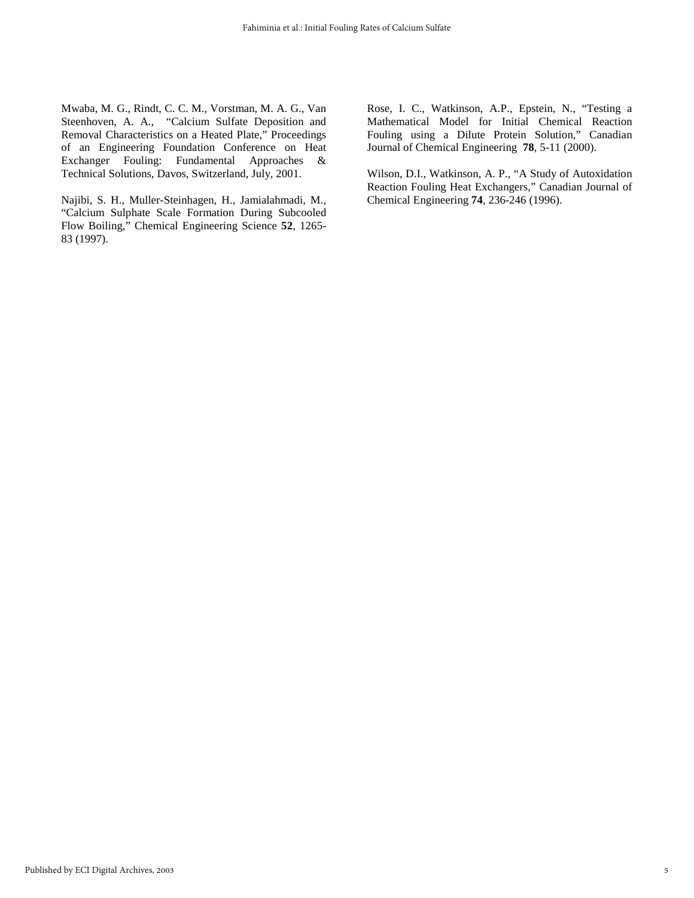Mwaba, M. G., Rindt, C. C. M., Vorstman, M. A. G., Van Steenhoven, A. A., "Calcium Sulfate Deposition and Removal Characteristics on a Heated Plate," Proceedings of an Engineering Foundation Conference on Heat Exchanger Fouling: Fundamental Approaches & Technical Solutions, Davos, Switzerland, July, 2001.

Najibi, S. H., Muller-Steinhagen, H., Jamialahmadi, M., "Calcium Sulphate Scale Formation During Subcooled Flow Boiling," Chemical Engineering Science **52**, 1265-83 (1997).

Rose, I. C., Watkinson, A.P., Epstein, N., "Testing a Mathematical Model for Initial Chemical Reaction Fouling using a Dilute Protein Solution," Canadian Journal of Chemical Engineering **78**, 5-11 (2000).

Wilson, D.I., Watkinson, A. P., "A Study of Autoxidation Reaction Fouling Heat Exchangers," Canadian Journal of Chemical Engineering **74**, 236-246 (1996).